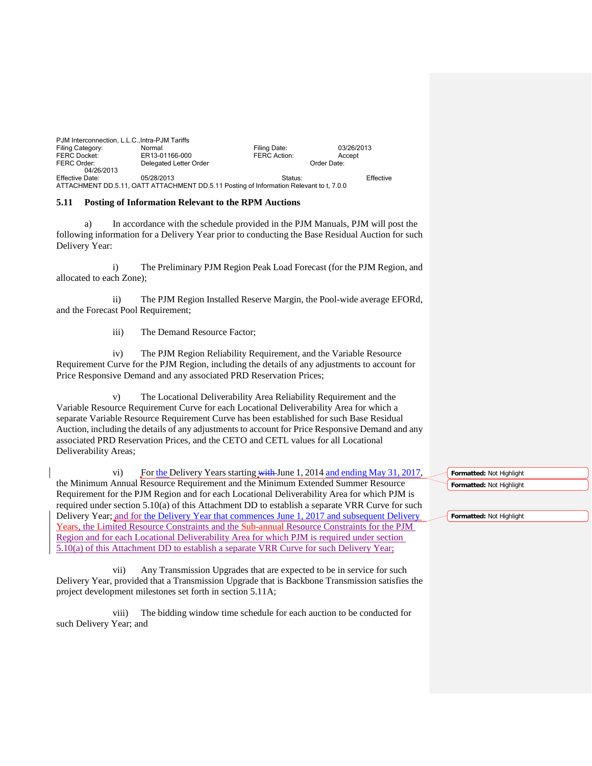PJM Interconnection, L.L.C.,Intra-PJM Tariffs
Filing Category: Normal Filing Date: 03/26/2013
FERC Docket: ER13-01166-000 FERC Action: Accept
FERC Order: Delegated Letter Order Order Date: 04/26/2013
Effective Date: 05/28/2013 Status: Effective
ATTACHMENT DD.5.11, OATT ATTACHMENT DD.5.11 Posting of Information Relevant to t, 7.0.0

**5.11 Posting of Information Relevant to the RPM Auctions**

a) In accordance with the schedule provided in the PJM Manuals, PJM will post the following information for a Delivery Year prior to conducting the Base Residual Auction for such Delivery Year:

i) The Preliminary PJM Region Peak Load Forecast (for the PJM Region, and allocated to each Zone);

ii) The PJM Region Installed Reserve Margin, the Pool-wide average EFORd, and the Forecast Pool Requirement;

iii) The Demand Resource Factor;

iv) The PJM Region Reliability Requirement, and the Variable Resource Requirement Curve for the PJM Region, including the details of any adjustments to account for Price Responsive Demand and any associated PRD Reservation Prices;

v) The Locational Deliverability Area Reliability Requirement and the Variable Resource Requirement Curve for each Locational Deliverability Area for which a separate Variable Resource Requirement Curve has been established for such Base Residual Auction, including the details of any adjustments to account for Price Responsive Demand and any associated PRD Reservation Prices, and the CETO and CETL values for all Locational Deliverability Areas;

vi) For the Delivery Years starting ~~with~~ June 1, 2014 and ending May 31, 2017, the Minimum Annual Resource Requirement and the Minimum Extended Summer Resource Requirement for the PJM Region and for each Locational Deliverability Area for which PJM is required under section 5.10(a) of this Attachment DD to establish a separate VRR Curve for such Delivery Year; and for the Delivery Year that commences June 1, 2017 and subsequent Delivery Years, the Limited Resource Constraints and the Sub-annual Resource Constraints for the PJM Region and for each Locational Deliverability Area for which PJM is required under section 5.10(a) of this Attachment DD to establish a separate VRR Curve for such Delivery Year;

vii) Any Transmission Upgrades that are expected to be in service for such Delivery Year, provided that a Transmission Upgrade that is Backbone Transmission satisfies the project development milestones set forth in section 5.11A;

viii) The bidding window time schedule for each auction to be conducted for such Delivery Year; and

**Formatted:** Not Highlight

**Formatted:** Not Highlight

**Formatted:** Not Highlight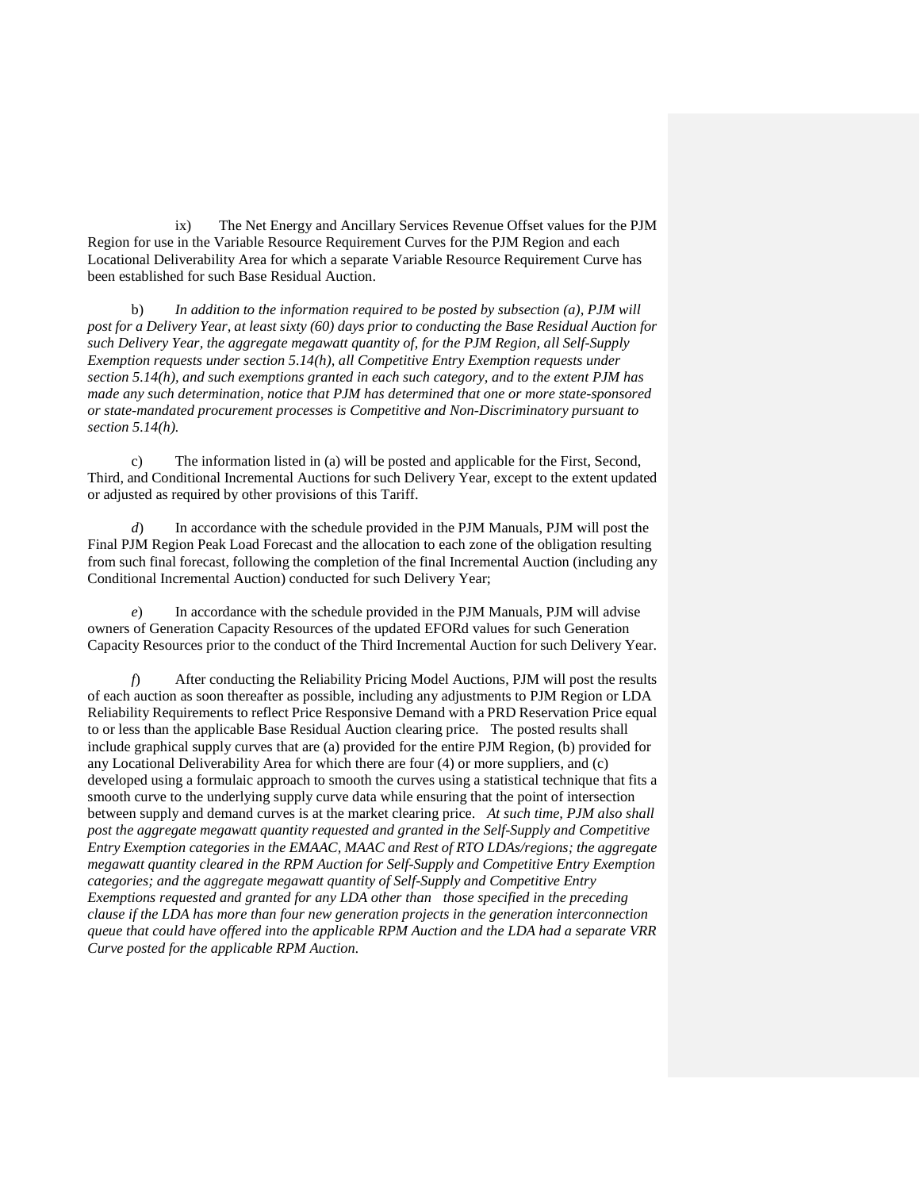ix) The Net Energy and Ancillary Services Revenue Offset values for the PJM Region for use in the Variable Resource Requirement Curves for the PJM Region and each Locational Deliverability Area for which a separate Variable Resource Requirement Curve has been established for such Base Residual Auction.

b) *In addition to the information required to be posted by subsection (a), PJM will post for a Delivery Year, at least sixty (60) days prior to conducting the Base Residual Auction for such Delivery Year, the aggregate megawatt quantity of, for the PJM Region, all Self-Supply Exemption requests under section 5.14(h), all Competitive Entry Exemption requests under section 5.14(h), and such exemptions granted in each such category, and to the extent PJM has made any such determination, notice that PJM has determined that one or more state-sponsored or state-mandated procurement processes is Competitive and Non-Discriminatory pursuant to section 5.14(h).*

c) The information listed in (a) will be posted and applicable for the First, Second, Third, and Conditional Incremental Auctions for such Delivery Year, except to the extent updated or adjusted as required by other provisions of this Tariff.

*d*) In accordance with the schedule provided in the PJM Manuals, PJM will post the Final PJM Region Peak Load Forecast and the allocation to each zone of the obligation resulting from such final forecast, following the completion of the final Incremental Auction (including any Conditional Incremental Auction) conducted for such Delivery Year;

*e*) In accordance with the schedule provided in the PJM Manuals, PJM will advise owners of Generation Capacity Resources of the updated EFORd values for such Generation Capacity Resources prior to the conduct of the Third Incremental Auction for such Delivery Year.

*f*) After conducting the Reliability Pricing Model Auctions, PJM will post the results of each auction as soon thereafter as possible, including any adjustments to PJM Region or LDA Reliability Requirements to reflect Price Responsive Demand with a PRD Reservation Price equal to or less than the applicable Base Residual Auction clearing price. The posted results shall include graphical supply curves that are (a) provided for the entire PJM Region, (b) provided for any Locational Deliverability Area for which there are four (4) or more suppliers, and (c) developed using a formulaic approach to smooth the curves using a statistical technique that fits a smooth curve to the underlying supply curve data while ensuring that the point of intersection between supply and demand curves is at the market clearing price. *At such time, PJM also shall post the aggregate megawatt quantity requested and granted in the Self-Supply and Competitive Entry Exemption categories in the EMAAC, MAAC and Rest of RTO LDAs/regions; the aggregate megawatt quantity cleared in the RPM Auction for Self-Supply and Competitive Entry Exemption categories; and the aggregate megawatt quantity of Self-Supply and Competitive Entry Exemptions requested and granted for any LDA other than those specified in the preceding clause if the LDA has more than four new generation projects in the generation interconnection queue that could have offered into the applicable RPM Auction and the LDA had a separate VRR Curve posted for the applicable RPM Auction.*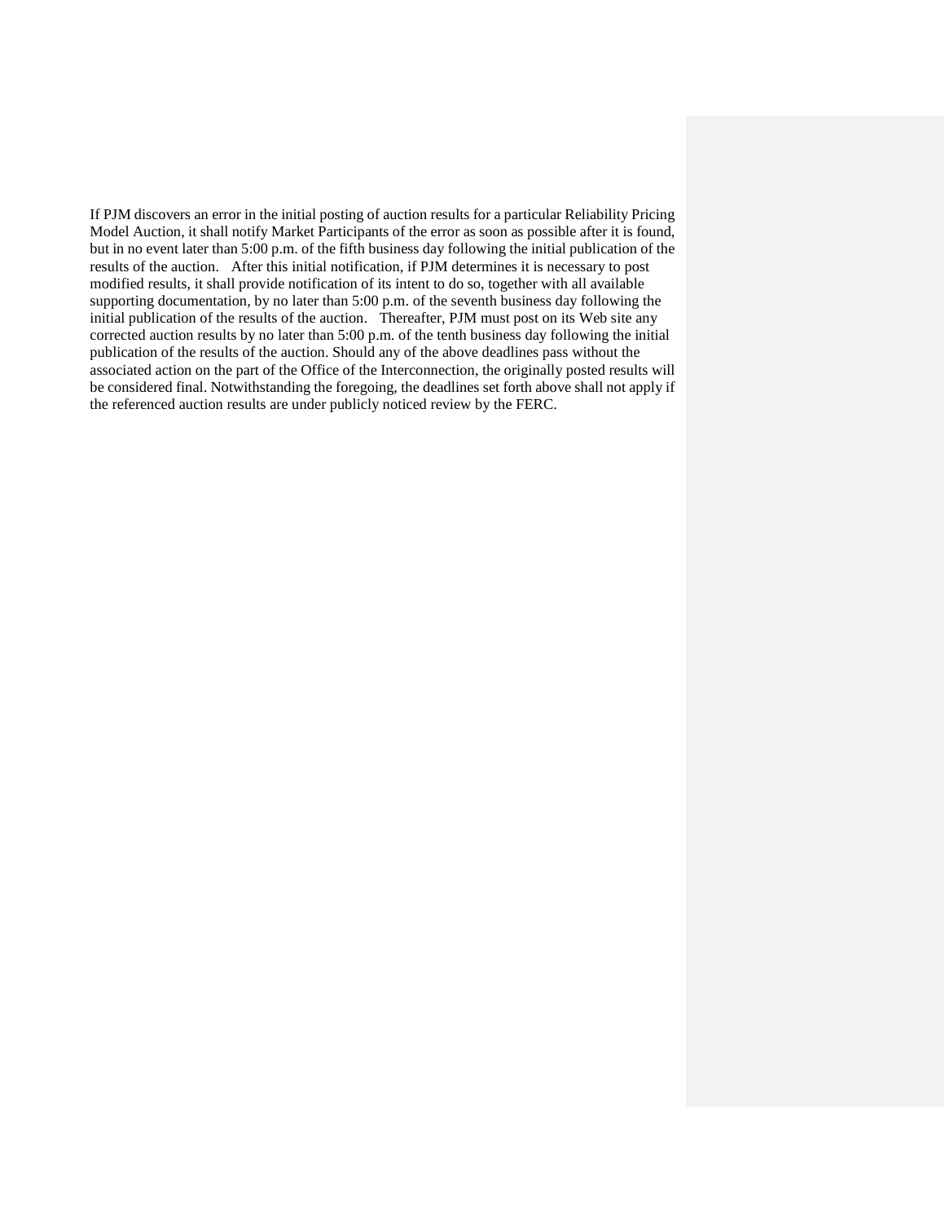If PJM discovers an error in the initial posting of auction results for a particular Reliability Pricing Model Auction, it shall notify Market Participants of the error as soon as possible after it is found, but in no event later than 5:00 p.m. of the fifth business day following the initial publication of the results of the auction. After this initial notification, if PJM determines it is necessary to post modified results, it shall provide notification of its intent to do so, together with all available supporting documentation, by no later than 5:00 p.m. of the seventh business day following the initial publication of the results of the auction. Thereafter, PJM must post on its Web site any corrected auction results by no later than 5:00 p.m. of the tenth business day following the initial publication of the results of the auction. Should any of the above deadlines pass without the associated action on the part of the Office of the Interconnection, the originally posted results will be considered final. Notwithstanding the foregoing, the deadlines set forth above shall not apply if the referenced auction results are under publicly noticed review by the FERC.